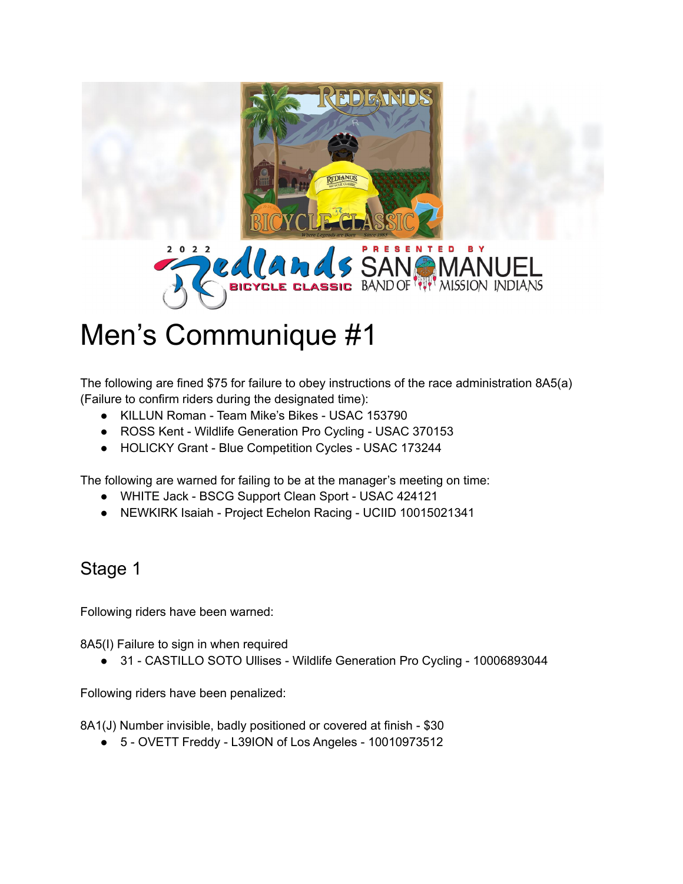# Men's Communique #1

The following are fined $75 for failure to obey instructions of the race administration 8A5(a) (Failure to confirm riders during the designated time):

- KILLUN Roman - Team Mike's Bikes - USAC 153790
- ROSS Kent - Wildlife Generation Pro Cycling - USAC 370153
- HOLICKY Grant - Blue Competition Cycles - USAC 173244

The following are warned for failing to be at the manager's meeting on time:

- WHITE Jack - BSCG Support Clean Sport - USAC 424121
- NEWKIRK Isaiah - Project Echelon Racing - UCIID 10015021341

## Stage 1

Following riders have been warned:

8A5(I) Failure to sign in when required

- 31 - CASTILLO SOTO Ullises - Wildlife Generation Pro Cycling - 10006893044

Following riders have been penalized:

8A1(J) Number invisible, badly positioned or covered at finish - $30

- 5 - OVETT Freddy - L39ION of Los Angeles - 10010973512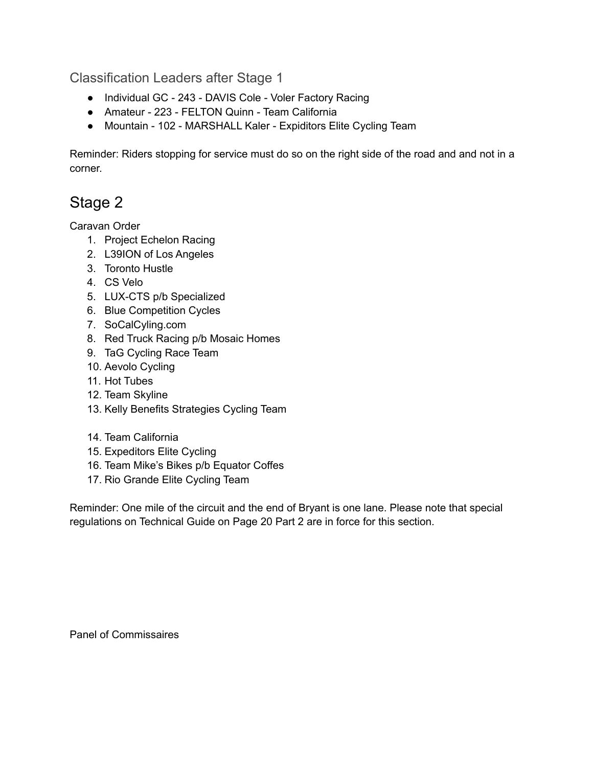### Classification Leaders after Stage 1

- Individual GC - 243 - DAVIS Cole - Voler Factory Racing
- Amateur - 223 - FELTON Quinn - Team California
- Mountain - 102 - MARSHALL Kaler - Expiditors Elite Cycling Team

Reminder: Riders stopping for service must do so on the right side of the road and and not in a corner.

# Stage 2

Caravan Order

1. Project Echelon Racing
2. L39ION of Los Angeles
3. Toronto Hustle
4. CS Velo
5. LUX-CTS p/b Specialized
6. Blue Competition Cycles
7. SoCalCyling.com
8. Red Truck Racing p/b Mosaic Homes
9. TaG Cycling Race Team
10. Aevolo Cycling
11. Hot Tubes
12. Team Skyline
13. Kelly Benefits Strategies Cycling Team
14. Team California
15. Expeditors Elite Cycling
16. Team Mike's Bikes p/b Equator Coffes
17. Rio Grande Elite Cycling Team

Reminder: One mile of the circuit and the end of Bryant is one lane. Please note that special regulations on Technical Guide on Page 20 Part 2 are in force for this section.

Panel of Commissaires